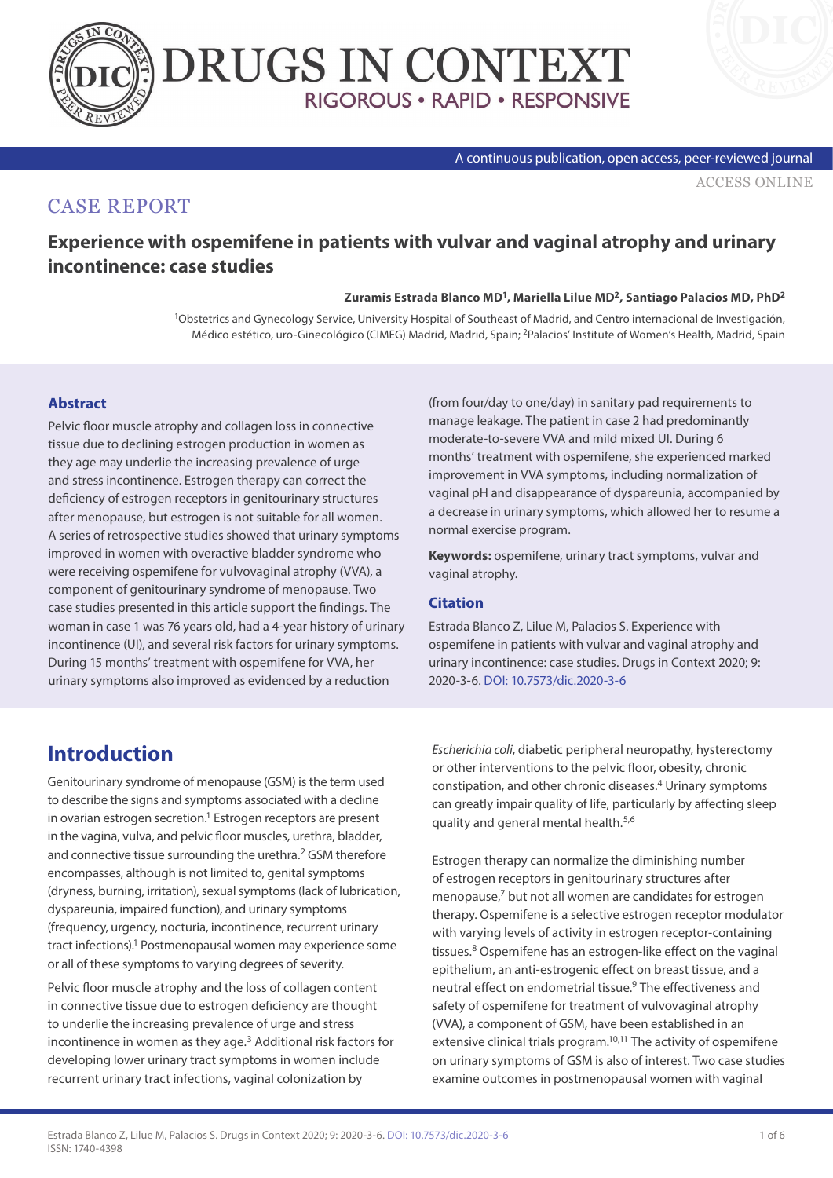CASE REPORT

# Experience with ospemifene in patients with vulvar and vaginal atrophy and urinary incontinence: case studies

**Zuramis Estrada Blanco MD[1], Mariella Lilue MD[2], Santiago Palacios MD, PhD[2]**

[1]Obstetrics and Gynecology Service, University Hospital of Southeast of Madrid, and Centro internacional de Investigación, Médico estético, uro-Ginecológico (CIMEG) Madrid, Madrid, Spain; [2]Palacios' Institute of Women's Health, Madrid, Spain

## Abstract

Pelvic floor muscle atrophy and collagen loss in connective tissue due to declining estrogen production in women as they age may underlie the increasing prevalence of urge and stress incontinence. Estrogen therapy can correct the deficiency of estrogen receptors in genitourinary structures after menopause, but estrogen is not suitable for all women. A series of retrospective studies showed that urinary symptoms improved in women with overactive bladder syndrome who were receiving ospemifene for vulvovaginal atrophy (VVA), a component of genitourinary syndrome of menopause. Two case studies presented in this article support the findings. The woman in case 1 was 76 years old, had a 4-year history of urinary incontinence (UI), and several risk factors for urinary symptoms. During 15 months' treatment with ospemifene for VVA, her urinary symptoms also improved as evidenced by a reduction (from four/day to one/day) in sanitary pad requirements to manage leakage. The patient in case 2 had predominantly moderate-to-severe VVA and mild mixed UI. During 6 months' treatment with ospemifene, she experienced marked improvement in VVA symptoms, including normalization of vaginal pH and disappearance of dyspareunia, accompanied by a decrease in urinary symptoms, which allowed her to resume a normal exercise program.

**Keywords:** ospemifene, urinary tract symptoms, vulvar and vaginal atrophy.

## Citation

Estrada Blanco Z, Lilue M, Palacios S. Experience with ospemifene in patients with vulvar and vaginal atrophy and urinary incontinence: case studies. Drugs in Context 2020; 9: 2020-3-6. DOI: 10.7573/dic.2020-3-6

## Introduction

Genitourinary syndrome of menopause (GSM) is the term used to describe the signs and symptoms associated with a decline in ovarian estrogen secretion.[1] Estrogen receptors are present in the vagina, vulva, and pelvic floor muscles, urethra, bladder, and connective tissue surrounding the urethra.[2] GSM therefore encompasses, although is not limited to, genital symptoms (dryness, burning, irritation), sexual symptoms (lack of lubrication, dyspareunia, impaired function), and urinary symptoms (frequency, urgency, nocturia, incontinence, recurrent urinary tract infections).[1] Postmenopausal women may experience some or all of these symptoms to varying degrees of severity.

Pelvic floor muscle atrophy and the loss of collagen content in connective tissue due to estrogen deficiency are thought to underlie the increasing prevalence of urge and stress incontinence in women as they age.[3] Additional risk factors for developing lower urinary tract symptoms in women include recurrent urinary tract infections, vaginal colonization by *Escherichia coli*, diabetic peripheral neuropathy, hysterectomy or other interventions to the pelvic floor, obesity, chronic constipation, and other chronic diseases.[4] Urinary symptoms can greatly impair quality of life, particularly by affecting sleep quality and general mental health.[5,6]

Estrogen therapy can normalize the diminishing number of estrogen receptors in genitourinary structures after menopause,[7] but not all women are candidates for estrogen therapy. Ospemifene is a selective estrogen receptor modulator with varying levels of activity in estrogen receptor-containing tissues.[8] Ospemifene has an estrogen-like effect on the vaginal epithelium, an anti-estrogenic effect on breast tissue, and a neutral effect on endometrial tissue.[9] The effectiveness and safety of ospemifene for treatment of vulvovaginal atrophy (VVA), a component of GSM, have been established in an extensive clinical trials program.[10,11] The activity of ospemifene on urinary symptoms of GSM is also of interest. Two case studies examine outcomes in postmenopausal women with vaginal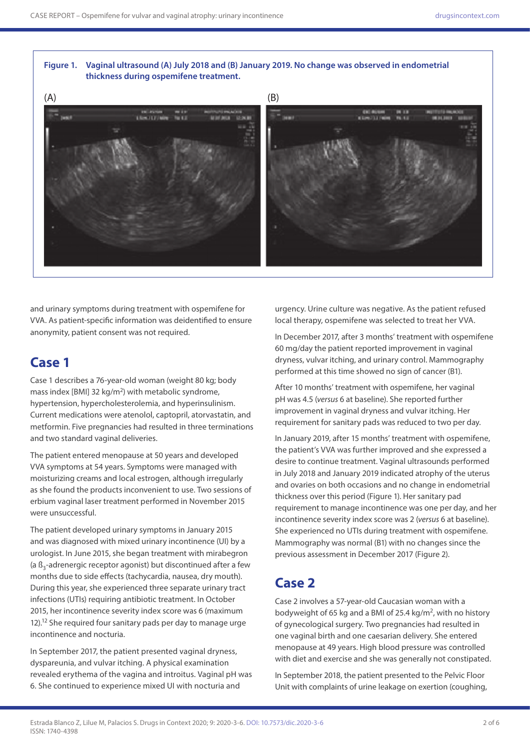**Figure 1. Vaginal ultrasound (A) July 2018 and (B) January 2019. No change was observed in endometrial thickness during ospemifene treatment.**

(A)

(B)

and urinary symptoms during treatment with ospemifene for VVA. As patient-specific information was deidentified to ensure anonymity, patient consent was not required.

## Case 1

Case 1 describes a 76-year-old woman (weight 80 kg; body mass index [BMI] 32 kg/m$^2$) with metabolic syndrome, hypertension, hypercholesterolemia, and hyperinsulinism. Current medications were atenolol, captopril, atorvastatin, and metformin. Five pregnancies had resulted in three terminations and two standard vaginal deliveries.

The patient entered menopause at 50 years and developed VVA symptoms at 54 years. Symptoms were managed with moisturizing creams and local estrogen, although irregularly as she found the products inconvenient to use. Two sessions of erbium vaginal laser treatment performed in November 2015 were unsuccessful.

The patient developed urinary symptoms in January 2015 and was diagnosed with mixed urinary incontinence (UI) by a urologist. In June 2015, she began treatment with mirabegron (a $\beta_3$-adrenergic receptor agonist) but discontinued after a few months due to side effects (tachycardia, nausea, dry mouth). During this year, she experienced three separate urinary tract infections (UTIs) requiring antibiotic treatment. In October 2015, her incontinence severity index score was 6 (maximum 12).[12] She required four sanitary pads per day to manage urge incontinence and nocturia.

In September 2017, the patient presented vaginal dryness, dyspareunia, and vulvar itching. A physical examination revealed erythema of the vagina and introitus. Vaginal pH was 6. She continued to experience mixed UI with nocturia and urgency. Urine culture was negative. As the patient refused local therapy, ospemifene was selected to treat her VVA.

In December 2017, after 3 months' treatment with ospemifene 60 mg/day the patient reported improvement in vaginal dryness, vulvar itching, and urinary control. Mammography performed at this time showed no sign of cancer (B1).

After 10 months' treatment with ospemifene, her vaginal pH was 4.5 (*versus* 6 at baseline). She reported further improvement in vaginal dryness and vulvar itching. Her requirement for sanitary pads was reduced to two per day.

In January 2019, after 15 months' treatment with ospemifene, the patient's VVA was further improved and she expressed a desire to continue treatment. Vaginal ultrasounds performed in July 2018 and January 2019 indicated atrophy of the uterus and ovaries on both occasions and no change in endometrial thickness over this period (Figure 1). Her sanitary pad requirement to manage incontinence was one per day, and her incontinence severity index score was 2 (*versus* 6 at baseline). She experienced no UTIs during treatment with ospemifene. Mammography was normal (B1) with no changes since the previous assessment in December 2017 (Figure 2).

## Case 2

Case 2 involves a 57-year-old Caucasian woman with a bodyweight of 65 kg and a BMI of 25.4 kg/m$^2$, with no history of gynecological surgery. Two pregnancies had resulted in one vaginal birth and one caesarian delivery. She entered menopause at 49 years. High blood pressure was controlled with diet and exercise and she was generally not constipated.

In September 2018, the patient presented to the Pelvic Floor Unit with complaints of urine leakage on exertion (coughing,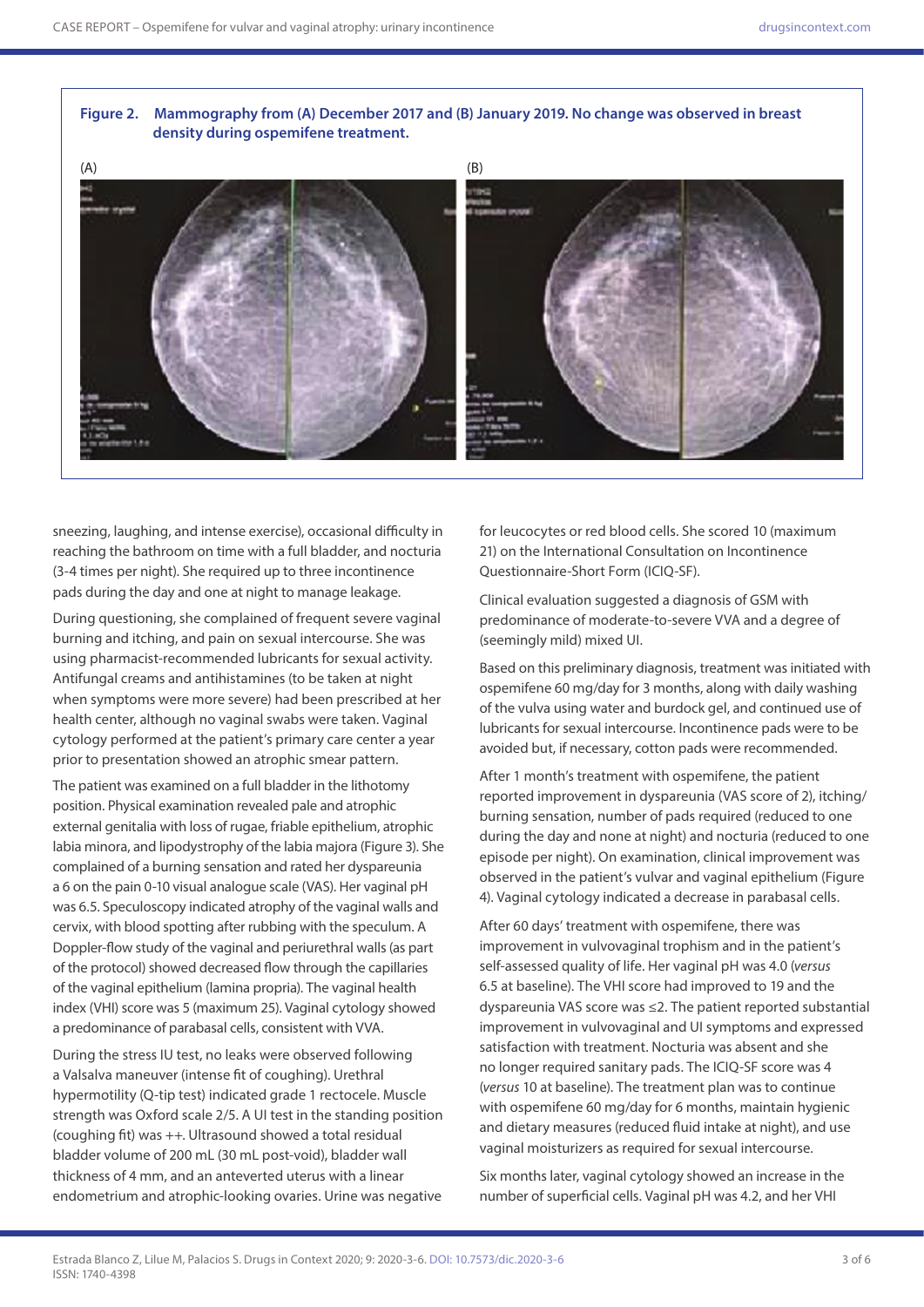**Figure 2. Mammography from (A) December 2017 and (B) January 2019. No change was observed in breast density during ospemifene treatment.**

sneezing, laughing, and intense exercise), occasional difficulty in reaching the bathroom on time with a full bladder, and nocturia (3-4 times per night). She required up to three incontinence pads during the day and one at night to manage leakage.

During questioning, she complained of frequent severe vaginal burning and itching, and pain on sexual intercourse. She was using pharmacist-recommended lubricants for sexual activity. Antifungal creams and antihistamines (to be taken at night when symptoms were more severe) had been prescribed at her health center, although no vaginal swabs were taken. Vaginal cytology performed at the patient's primary care center a year prior to presentation showed an atrophic smear pattern.

The patient was examined on a full bladder in the lithotomy position. Physical examination revealed pale and atrophic external genitalia with loss of rugae, friable epithelium, atrophic labia minora, and lipodystrophy of the labia majora (Figure 3). She complained of a burning sensation and rated her dyspareunia a 6 on the pain 0-10 visual analogue scale (VAS). Her vaginal pH was 6.5. Speculoscopy indicated atrophy of the vaginal walls and cervix, with blood spotting after rubbing with the speculum. A Doppler-flow study of the vaginal and periurethral walls (as part of the protocol) showed decreased flow through the capillaries of the vaginal epithelium (lamina propria). The vaginal health index (VHI) score was 5 (maximum 25). Vaginal cytology showed a predominance of parabasal cells, consistent with VVA.

During the stress IU test, no leaks were observed following a Valsalva maneuver (intense fit of coughing). Urethral hypermotility (Q-tip test) indicated grade 1 rectocele. Muscle strength was Oxford scale 2/5. A UI test in the standing position (coughing fit) was ++. Ultrasound showed a total residual bladder volume of 200 mL (30 mL post-void), bladder wall thickness of 4 mm, and an anteverted uterus with a linear endometrium and atrophic-looking ovaries. Urine was negative for leucocytes or red blood cells. She scored 10 (maximum 21) on the International Consultation on Incontinence Questionnaire-Short Form (ICIQ-SF).

Clinical evaluation suggested a diagnosis of GSM with predominance of moderate-to-severe VVA and a degree of (seemingly mild) mixed UI.

Based on this preliminary diagnosis, treatment was initiated with ospemifene 60 mg/day for 3 months, along with daily washing of the vulva using water and burdock gel, and continued use of lubricants for sexual intercourse. Incontinence pads were to be avoided but, if necessary, cotton pads were recommended.

After 1 month's treatment with ospemifene, the patient reported improvement in dyspareunia (VAS score of 2), itching/burning sensation, number of pads required (reduced to one during the day and none at night) and nocturia (reduced to one episode per night). On examination, clinical improvement was observed in the patient's vulvar and vaginal epithelium (Figure 4). Vaginal cytology indicated a decrease in parabasal cells.

After 60 days' treatment with ospemifene, there was improvement in vulvovaginal trophism and in the patient's self-assessed quality of life. Her vaginal pH was 4.0 (*versus* 6.5 at baseline). The VHI score had improved to 19 and the dyspareunia VAS score was ≤2. The patient reported substantial improvement in vulvovaginal and UI symptoms and expressed satisfaction with treatment. Nocturia was absent and she no longer required sanitary pads. The ICIQ-SF score was 4 (*versus* 10 at baseline). The treatment plan was to continue with ospemifene 60 mg/day for 6 months, maintain hygienic and dietary measures (reduced fluid intake at night), and use vaginal moisturizers as required for sexual intercourse.

Six months later, vaginal cytology showed an increase in the number of superficial cells. Vaginal pH was 4.2, and her VHI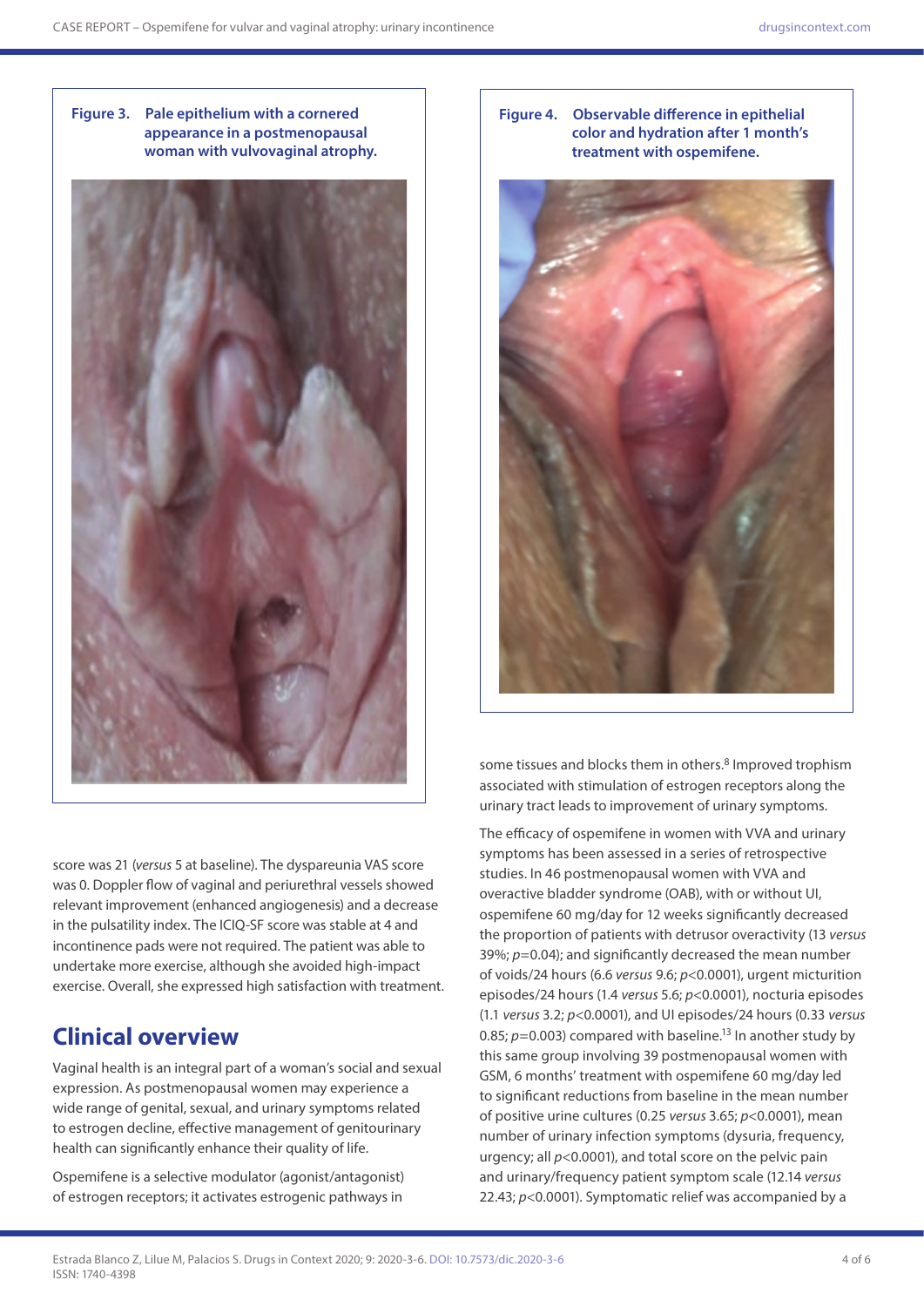**Figure 3.** Pale epithelium with a cornered appearance in a postmenopausal woman with vulvovaginal atrophy.

**Figure 4.** Observable difference in epithelial color and hydration after 1 month's treatment with ospemifene.

score was 21 (*versus* 5 at baseline). The dyspareunia VAS score was 0. Doppler flow of vaginal and periurethral vessels showed relevant improvement (enhanced angiogenesis) and a decrease in the pulsatility index. The ICIQ-SF score was stable at 4 and incontinence pads were not required. The patient was able to undertake more exercise, although she avoided high-impact exercise. Overall, she expressed high satisfaction with treatment.

## Clinical overview

Vaginal health is an integral part of a woman's social and sexual expression. As postmenopausal women may experience a wide range of genital, sexual, and urinary symptoms related to estrogen decline, effective management of genitourinary health can significantly enhance their quality of life.

Ospemifene is a selective modulator (agonist/antagonist) of estrogen receptors; it activates estrogenic pathways in some tissues and blocks them in others.[8] Improved trophism associated with stimulation of estrogen receptors along the urinary tract leads to improvement of urinary symptoms.

The efficacy of ospemifene in women with VVA and urinary symptoms has been assessed in a series of retrospective studies. In 46 postmenopausal women with VVA and overactive bladder syndrome (OAB), with or without UI, ospemifene 60 mg/day for 12 weeks significantly decreased the proportion of patients with detrusor overactivity (13 *versus* 39%; $p=0.04$); and significantly decreased the mean number of voids/24 hours (6.6 *versus* 9.6; $p<0.0001$), urgent micturition episodes/24 hours (1.4 *versus* 5.6; $p<0.0001$), nocturia episodes (1.1 *versus* 3.2; $p<0.0001$), and UI episodes/24 hours (0.33 *versus* 0.85; $p=0.003$) compared with baseline.[13] In another study by this same group involving 39 postmenopausal women with GSM, 6 months' treatment with ospemifene 60 mg/day led to significant reductions from baseline in the mean number of positive urine cultures (0.25 *versus* 3.65; $p<0.0001$), mean number of urinary infection symptoms (dysuria, frequency, urgency; all $p<0.0001$), and total score on the pelvic pain and urinary/frequency patient symptom scale (12.14 *versus* 22.43; $p<0.0001$). Symptomatic relief was accompanied by a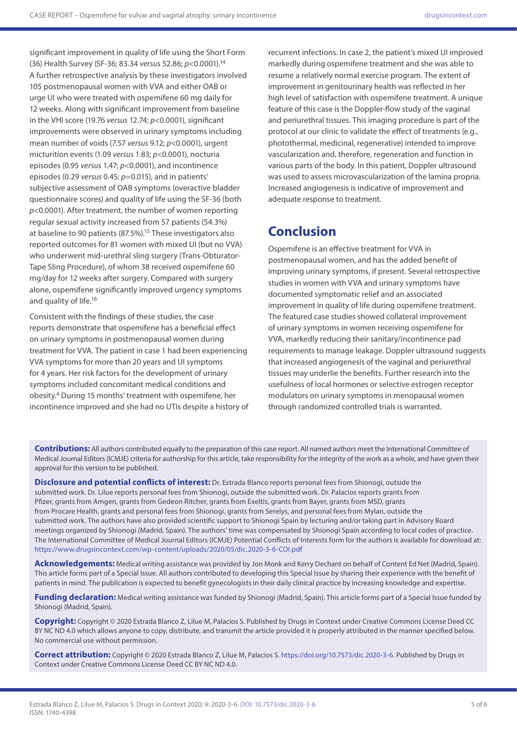significant improvement in quality of life using the Short Form (36) Health Survey (SF-36; 83.34 *versus* 52.86; $p<0.0001$).[14] A further retrospective analysis by these investigators involved 105 postmenopausal women with VVA and either OAB or urge UI who were treated with ospemifene 60 mg daily for 12 weeks. Along with significant improvement from baseline in the VHI score (19.76 *versus* 12.74; $p<0.0001$), significant improvements were observed in urinary symptoms including mean number of voids (7.57 *versus* 9.12; $p<0.0001$), urgent micturition events (1.09 *versus* 1.83; $p<0.0001$), nocturia episodes (0.95 *versus* 1.47; $p<0.0001$), and incontinence episodes (0.29 *versus* 0.45; $p=0.015$), and in patients' subjective assessment of OAB symptoms (overactive bladder questionnaire scores) and quality of life using the SF-36 (both $p<0.0001$). After treatment, the number of women reporting regular sexual activity increased from 57 patients (54.3%) at baseline to 90 patients (87.5%).[15] These investigators also reported outcomes for 81 women with mixed UI (but no VVA) who underwent mid-urethral sling surgery (Trans-Obturator-Tape Sling Procedure), of whom 38 received ospemifene 60 mg/day for 12 weeks after surgery. Compared with surgery alone, ospemifene significantly improved urgency symptoms and quality of life.[16]

Consistent with the findings of these studies, the case reports demonstrate that ospemifene has a beneficial effect on urinary symptoms in postmenopausal women during treatment for VVA. The patient in case 1 had been experiencing VVA symptoms for more than 20 years and UI symptoms for 4 years. Her risk factors for the development of urinary symptoms included concomitant medical conditions and obesity.[4] During 15 months' treatment with ospemifene, her incontinence improved and she had no UTIs despite a history of recurrent infections. In case 2, the patient's mixed UI improved markedly during ospemifene treatment and she was able to resume a relatively normal exercise program. The extent of improvement in genitourinary health was reflected in her high level of satisfaction with ospemifene treatment. A unique feature of this case is the Doppler-flow study of the vaginal and periurethral tissues. This imaging procedure is part of the protocol at our clinic to validate the effect of treatments (e.g., photothermal, medicinal, regenerative) intended to improve vascularization and, therefore, regeneration and function in various parts of the body. In this patient, Doppler ultrasound was used to assess microvascularization of the lamina propria. Increased angiogenesis is indicative of improvement and adequate response to treatment.

## Conclusion

Ospemifene is an effective treatment for VVA in postmenopausal women, and has the added benefit of improving urinary symptoms, if present. Several retrospective studies in women with VVA and urinary symptoms have documented symptomatic relief and an associated improvement in quality of life during ospemifene treatment. The featured case studies showed collateral improvement of urinary symptoms in women receiving ospemifene for VVA, markedly reducing their sanitary/incontinence pad requirements to manage leakage. Doppler ultrasound suggests that increased angiogenesis of the vaginal and periurethral tissues may underlie the benefits. Further research into the usefulness of local hormones or selective estrogen receptor modulators on urinary symptoms in menopausal women through randomized controlled trials is warranted.

**Contributions:** All authors contributed equally to the preparation of this case report. All named authors meet the International Committee of Medical Journal Editors (ICMJE) criteria for authorship for this article, take responsibility for the integrity of the work as a whole, and have given their approval for this version to be published.

**Disclosure and potential conflicts of interest:** Dr. Estrada Blanco reports personal fees from Shionogi, outside the submitted work. Dr. Lilue reports personal fees from Shionogi, outside the submitted work. Dr. Palacios reports grants from Pfizer, grants from Amgen, grants from Gedeon Ritcher, grants from Exeltis, grants from Bayer, grants from MSD, grants from Procare Health, grants and personal fees from Shionogi, grants from Serelys, and personal fees from Mylan, outside the submitted work. The authors have also provided scientific support to Shionogi Spain by lecturing and/or taking part in Advisory Board meetings organized by Shionogi (Madrid, Spain). The authors' time was compensated by Shionogi Spain according to local codes of practice. The International Committee of Medical Journal Editors (ICMJE) Potential Conflicts of Interests form for the authors is available for download at: https://www.drugsincontext.com/wp-content/uploads/2020/05/dic.2020-3-6-COI.pdf

**Acknowledgements:** Medical writing assistance was provided by Jon Monk and Kerry Dechant on behalf of Content Ed Net (Madrid, Spain). This article forms part of a Special Issue. All authors contributed to developing this Special Issue by sharing their experience with the benefit of patients in mind. The publication is expected to benefit gynecologists in their daily clinical practice by increasing knowledge and expertise.

**Funding declaration:** Medical writing assistance was funded by Shionogi (Madrid, Spain). This article forms part of a Special Issue funded by Shionogi (Madrid, Spain).

**Copyright:** Copyright © 2020 Estrada Blanco Z, Lilue M, Palacios S. Published by Drugs in Context under Creative Commons License Deed CC BY NC ND 4.0 which allows anyone to copy, distribute, and transmit the article provided it is properly attributed in the manner specified below. No commercial use without permission.

**Correct attribution:** Copyright © 2020 Estrada Blanco Z, Lilue M, Palacios S. https://doi.org/10.7573/dic.2020-3-6. Published by Drugs in Context under Creative Commons License Deed CC BY NC ND 4.0.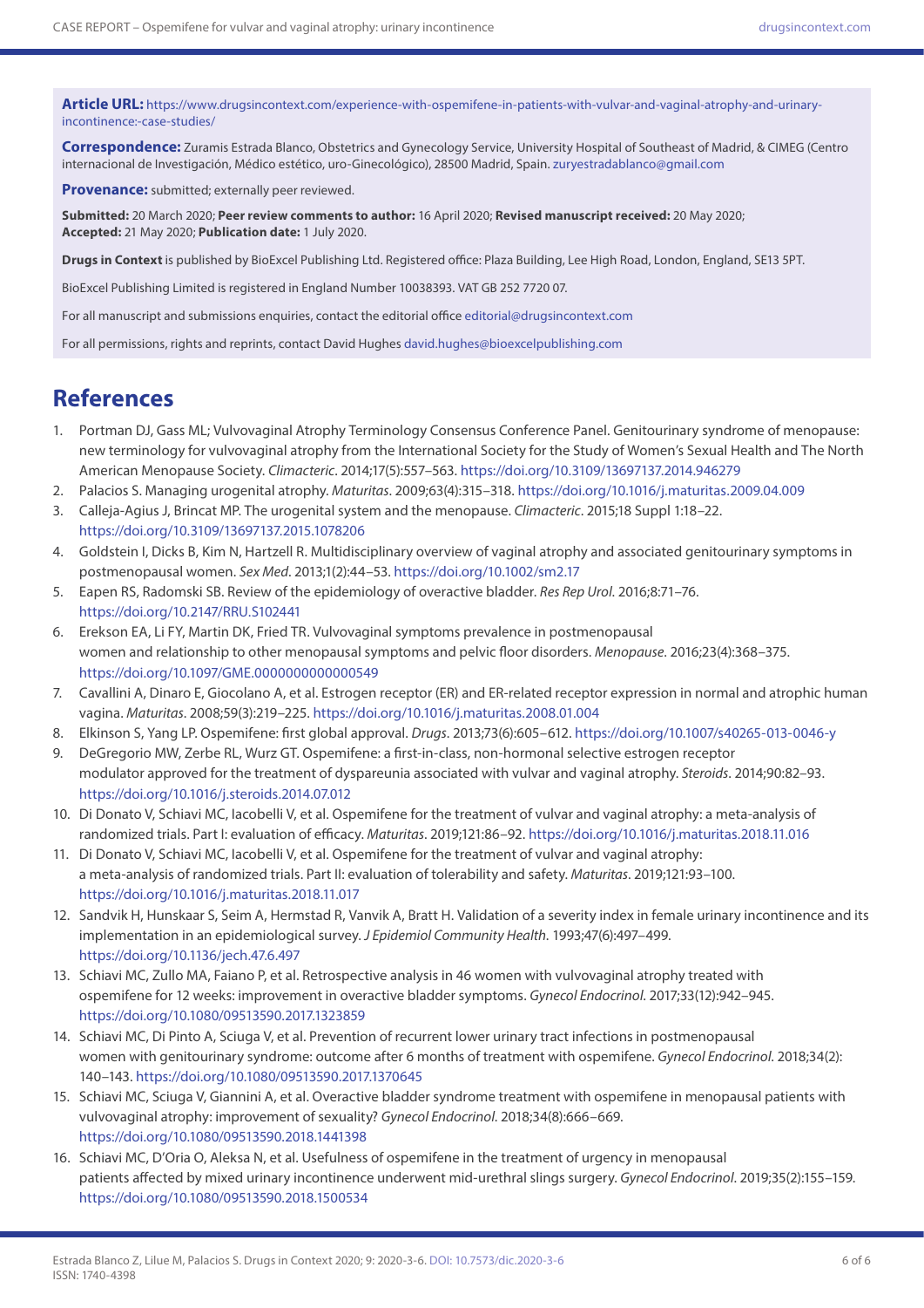**Article URL:** https://www.drugsincontext.com/experience-with-ospemifene-in-patients-with-vulvar-and-vaginal-atrophy-and-urinary-incontinence:-case-studies/

**Correspondence:** Zuramis Estrada Blanco, Obstetrics and Gynecology Service, University Hospital of Southeast of Madrid, & CIMEG (Centro internacional de Investigación, Médico estético, uro-Ginecológico), 28500 Madrid, Spain. zuryestradablanco@gmail.com

**Provenance:** submitted; externally peer reviewed.

**Submitted:** 20 March 2020; **Peer review comments to author:** 16 April 2020; **Revised manuscript received:** 20 May 2020; **Accepted:** 21 May 2020; **Publication date:** 1 July 2020.

**Drugs in Context** is published by BioExcel Publishing Ltd. Registered office: Plaza Building, Lee High Road, London, England, SE13 5PT.

BioExcel Publishing Limited is registered in England Number 10038393. VAT GB 252 7720 07.

For all manuscript and submissions enquiries, contact the editorial office editorial@drugsincontext.com

For all permissions, rights and reprints, contact David Hughes david.hughes@bioexcelpublishing.com

## References

1. Portman DJ, Gass ML; Vulvovaginal Atrophy Terminology Consensus Conference Panel. Genitourinary syndrome of menopause: new terminology for vulvovaginal atrophy from the International Society for the Study of Women's Sexual Health and The North American Menopause Society. *Climacteric*. 2014;17(5):557–563. https://doi.org/10.3109/13697137.2014.946279
2. Palacios S. Managing urogenital atrophy. *Maturitas*. 2009;63(4):315–318. https://doi.org/10.1016/j.maturitas.2009.04.009
3. Calleja-Agius J, Brincat MP. The urogenital system and the menopause. *Climacteric*. 2015;18 Suppl 1:18–22. https://doi.org/10.3109/13697137.2015.1078206
4. Goldstein I, Dicks B, Kim N, Hartzell R. Multidisciplinary overview of vaginal atrophy and associated genitourinary symptoms in postmenopausal women. *Sex Med*. 2013;1(2):44–53. https://doi.org/10.1002/sm2.17
5. Eapen RS, Radomski SB. Review of the epidemiology of overactive bladder. *Res Rep Urol*. 2016;8:71–76. https://doi.org/10.2147/RRU.S102441
6. Erekson EA, Li FY, Martin DK, Fried TR. Vulvovaginal symptoms prevalence in postmenopausal women and relationship to other menopausal symptoms and pelvic floor disorders. *Menopause*. 2016;23(4):368–375. https://doi.org/10.1097/GME.0000000000000549
7. Cavallini A, Dinaro E, Giocolano A, et al. Estrogen receptor (ER) and ER-related receptor expression in normal and atrophic human vagina. *Maturitas*. 2008;59(3):219–225. https://doi.org/10.1016/j.maturitas.2008.01.004
8. Elkinson S, Yang LP. Ospemifene: first global approval. *Drugs*. 2013;73(6):605–612. https://doi.org/10.1007/s40265-013-0046-y
9. DeGregorio MW, Zerbe RL, Wurz GT. Ospemifene: a first-in-class, non-hormonal selective estrogen receptor modulator approved for the treatment of dyspareunia associated with vulvar and vaginal atrophy. *Steroids*. 2014;90:82–93. https://doi.org/10.1016/j.steroids.2014.07.012
10. Di Donato V, Schiavi MC, Iacobelli V, et al. Ospemifene for the treatment of vulvar and vaginal atrophy: a meta-analysis of randomized trials. Part I: evaluation of efficacy. *Maturitas*. 2019;121:86–92. https://doi.org/10.1016/j.maturitas.2018.11.016
11. Di Donato V, Schiavi MC, Iacobelli V, et al. Ospemifene for the treatment of vulvar and vaginal atrophy: a meta-analysis of randomized trials. Part II: evaluation of tolerability and safety. *Maturitas*. 2019;121:93–100. https://doi.org/10.1016/j.maturitas.2018.11.017
12. Sandvik H, Hunskaar S, Seim A, Hermstad R, Vanvik A, Bratt H. Validation of a severity index in female urinary incontinence and its implementation in an epidemiological survey. *J Epidemiol Community Health*. 1993;47(6):497–499. https://doi.org/10.1136/jech.47.6.497
13. Schiavi MC, Zullo MA, Faiano P, et al. Retrospective analysis in 46 women with vulvovaginal atrophy treated with ospemifene for 12 weeks: improvement in overactive bladder symptoms. *Gynecol Endocrinol*. 2017;33(12):942–945. https://doi.org/10.1080/09513590.2017.1323859
14. Schiavi MC, Di Pinto A, Sciuga V, et al. Prevention of recurrent lower urinary tract infections in postmenopausal women with genitourinary syndrome: outcome after 6 months of treatment with ospemifene. *Gynecol Endocrinol*. 2018;34(2):140–143. https://doi.org/10.1080/09513590.2017.1370645
15. Schiavi MC, Sciuga V, Giannini A, et al. Overactive bladder syndrome treatment with ospemifene in menopausal patients with vulvovaginal atrophy: improvement of sexuality? *Gynecol Endocrinol*. 2018;34(8):666–669. https://doi.org/10.1080/09513590.2018.1441398
16. Schiavi MC, D'Oria O, Aleksa N, et al. Usefulness of ospemifene in the treatment of urgency in menopausal patients affected by mixed urinary incontinence underwent mid-urethral slings surgery. *Gynecol Endocrinol*. 2019;35(2):155–159. https://doi.org/10.1080/09513590.2018.1500534